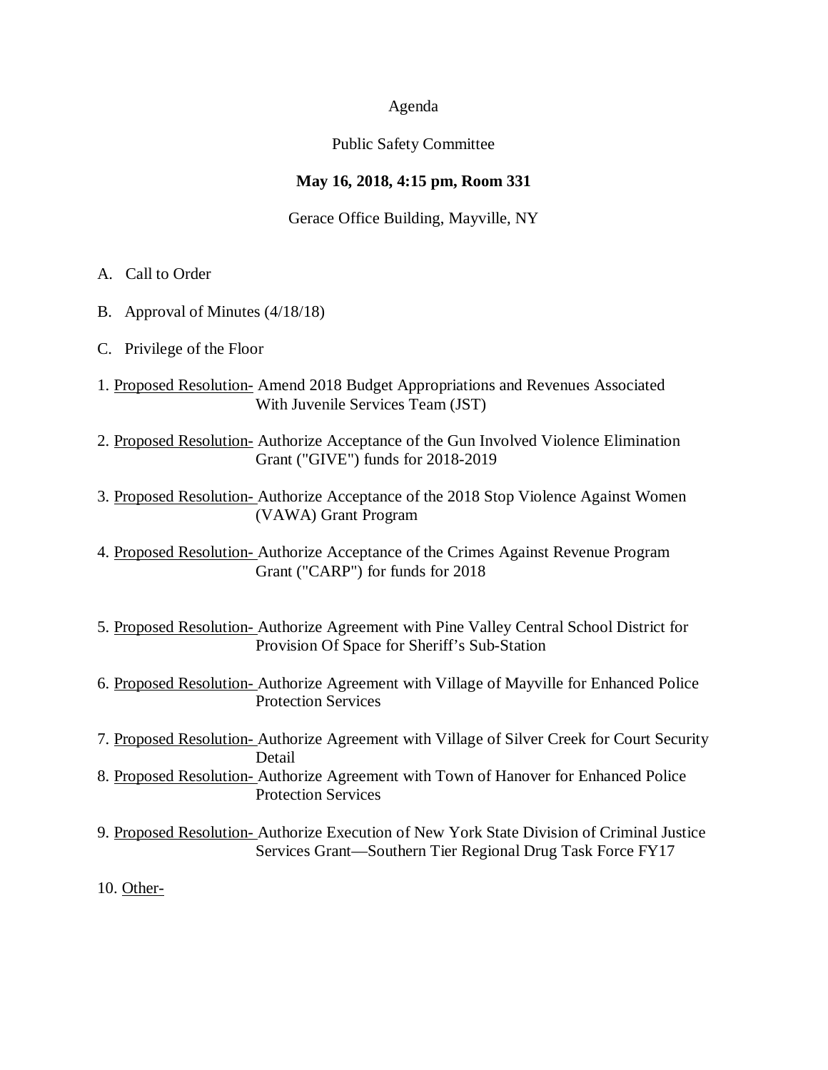Agenda

Public Safety Committee

**May 16, 2018, 4:15 pm, Room 331**

Gerace Office Building, Mayville, NY

A. Call to Order

B. Approval of Minutes (4/18/18)

C. Privilege of the Floor

1. Proposed Resolution- Amend 2018 Budget Appropriations and Revenues Associated With Juvenile Services Team (JST)

2. Proposed Resolution- Authorize Acceptance of the Gun Involved Violence Elimination Grant ("GIVE") funds for 2018-2019

3. Proposed Resolution- Authorize Acceptance of the 2018 Stop Violence Against Women (VAWA) Grant Program

4. Proposed Resolution- Authorize Acceptance of the Crimes Against Revenue Program Grant ("CARP") for funds for 2018

5. Proposed Resolution- Authorize Agreement with Pine Valley Central School District for Provision Of Space for Sheriff's Sub-Station

6. Proposed Resolution- Authorize Agreement with Village of Mayville for Enhanced Police Protection Services

7. Proposed Resolution- Authorize Agreement with Village of Silver Creek for Court Security Detail

8. Proposed Resolution- Authorize Agreement with Town of Hanover for Enhanced Police Protection Services

9. Proposed Resolution- Authorize Execution of New York State Division of Criminal Justice Services Grant—Southern Tier Regional Drug Task Force FY17

10. Other-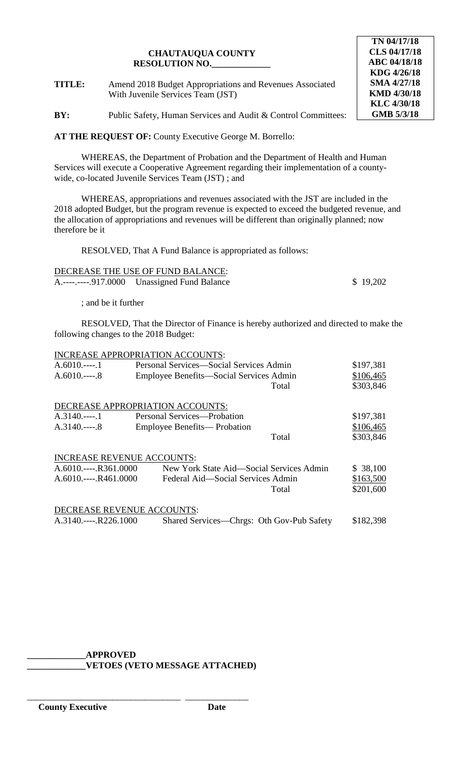**CHAUTAUQUA COUNTY**
**RESOLUTION NO.\_\_\_\_\_\_\_\_\_\_\_\_\_**

| |
|---|
| **TN 04/17/18** |
| **CLS 04/17/18** |
| **ABC 04/18/18** |
| **KDG 4/26/18** |
| **SMA 4/27/18** |
| **KMD 4/30/18** |
| **KLC 4/30/18** |
| **GMB 5/3/18** |

**TITLE:** Amend 2018 Budget Appropriations and Revenues Associated With Juvenile Services Team (JST)

**BY:** Public Safety, Human Services and Audit & Control Committees:

**AT THE REQUEST OF:** County Executive George M. Borrello:

WHEREAS, the Department of Probation and the Department of Health and Human Services will execute a Cooperative Agreement regarding their implementation of a county-wide, co-located Juvenile Services Team (JST) ; and

WHEREAS, appropriations and revenues associated with the JST are included in the 2018 adopted Budget, but the program revenue is expected to exceed the budgeted revenue, and the allocation of appropriations and revenues will be different than originally planned; now therefore be it

RESOLVED, That A Fund Balance is appropriated as follows:

<u>DECREASE THE USE OF FUND BALANCE</u>:

| | | |
|---|---|---|
| A.----.----.917.0000 | Unassigned Fund Balance | $ 19,202 |

; and be it further

RESOLVED, That the Director of Finance is hereby authorized and directed to make the following changes to the 2018 Budget:

<u>INCREASE APPROPRIATION ACCOUNTS</u>:

| | | |
|---|---|---|
| A.6010.----.1 | Personal Services—Social Services Admin | $197,381 |
| A.6010.----.8 | Employee Benefits—Social Services Admin | $106,465 |
| | Total | $303,846 |

<u>DECREASE APPROPRIATION ACCOUNTS</u>:

| | | |
|---|---|---|
| A.3140.----.1 | Personal Services—Probation | $197,381 |
| A.3140.----.8 | Employee Benefits— Probation | $106,465 |
| | Total | $303,846 |

<u>INCREASE REVENUE ACCOUNTS</u>:

| | | |
|---|---|---|
| A.6010.----.R361.0000 | New York State Aid—Social Services Admin | $ 38,100 |
| A.6010.----.R461.0000 | Federal Aid—Social Services Admin | $163,500 |
| | Total | $201,600 |

<u>DECREASE REVENUE ACCOUNTS</u>:

| | | |
|---|---|---|
| A.3140.----.R226.1000 | Shared Services—Chrgs: Oth Gov-Pub Safety | $182,398 |

**\_\_\_\_\_\_\_\_\_\_\_\_\_APPROVED**
**\_\_\_\_\_\_\_\_\_\_\_\_\_VETOES (VETO MESSAGE ATTACHED)**

\_\_\_\_\_\_\_\_\_\_\_\_\_\_\_\_\_\_\_\_\_\_\_\_\_\_\_\_\_\_\_\_\_\_\_ \_\_\_\_\_\_\_\_\_\_\_\_\_\_
**County Executive** **Date**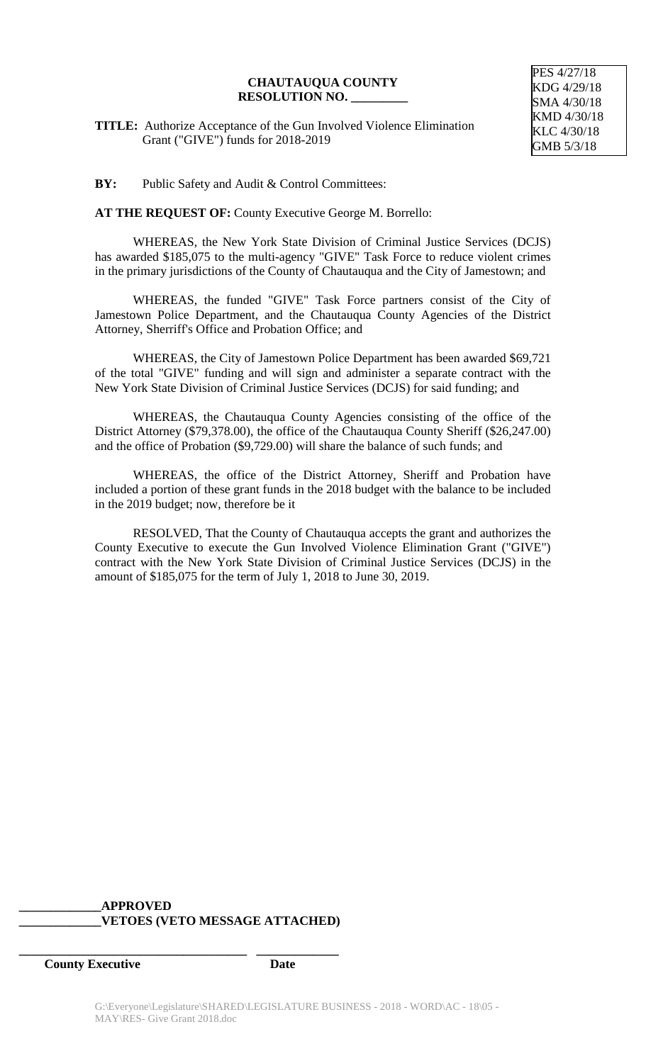**CHAUTAUQUA COUNTY**
**RESOLUTION NO. _________**

PES 4/27/18
KDG 4/29/18
SMA 4/30/18
KMD 4/30/18
KLC 4/30/18
GMB 5/3/18

**TITLE:** Authorize Acceptance of the Gun Involved Violence Elimination Grant ("GIVE") funds for 2018-2019

**BY:** Public Safety and Audit & Control Committees:

**AT THE REQUEST OF:** County Executive George M. Borrello:

WHEREAS, the New York State Division of Criminal Justice Services (DCJS) has awarded $185,075 to the multi-agency "GIVE" Task Force to reduce violent crimes in the primary jurisdictions of the County of Chautauqua and the City of Jamestown; and

WHEREAS, the funded "GIVE" Task Force partners consist of the City of Jamestown Police Department, and the Chautauqua County Agencies of the District Attorney, Sherriff's Office and Probation Office; and

WHEREAS, the City of Jamestown Police Department has been awarded $69,721 of the total "GIVE" funding and will sign and administer a separate contract with the New York State Division of Criminal Justice Services (DCJS) for said funding; and

WHEREAS, the Chautauqua County Agencies consisting of the office of the District Attorney ($79,378.00), the office of the Chautauqua County Sheriff ($26,247.00) and the office of Probation ($9,729.00) will share the balance of such funds; and

WHEREAS, the office of the District Attorney, Sheriff and Probation have included a portion of these grant funds in the 2018 budget with the balance to be included in the 2019 budget; now, therefore be it

RESOLVED, That the County of Chautauqua accepts the grant and authorizes the County Executive to execute the Gun Involved Violence Elimination Grant ("GIVE") contract with the New York State Division of Criminal Justice Services (DCJS) in the amount of $185,075 for the term of July 1, 2018 to June 30, 2019.

**_____________APPROVED**
**_____________VETOES (VETO MESSAGE ATTACHED)**

**____________________________________ _____________**
**County Executive Date**

G:\Everyone\Legislature\SHARED\LEGISLATURE BUSINESS - 2018 - WORD\AC - 18\05 - MAY\RES- Give Grant 2018.doc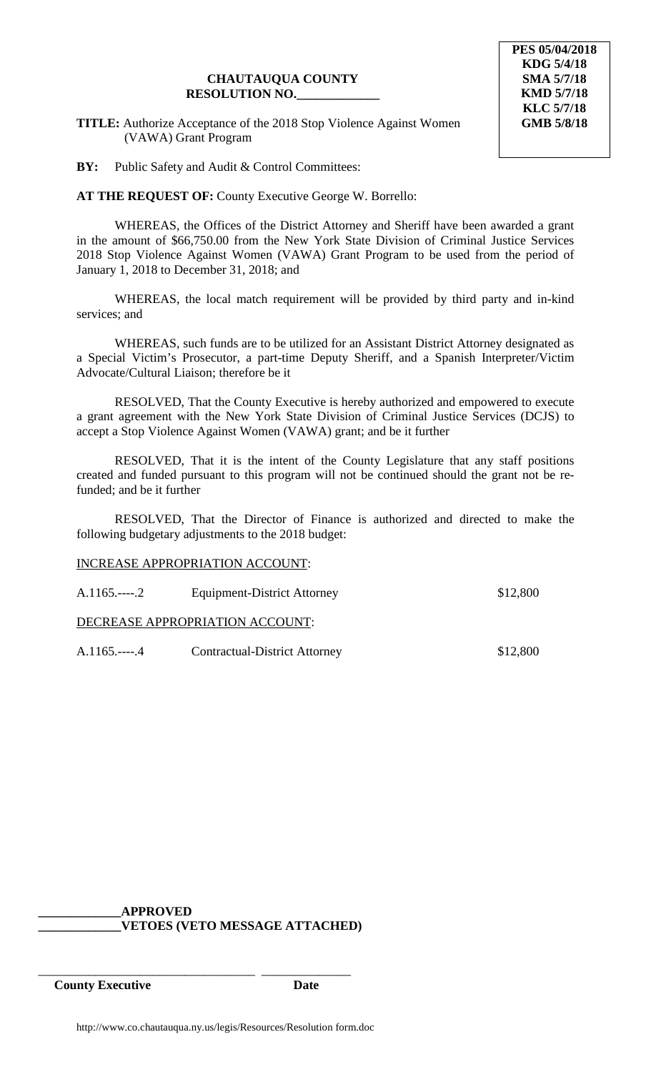PES 05/04/2018
KDG 5/4/18
SMA 5/7/18
KMD 5/7/18
KLC 5/7/18
GMB 5/8/18

**CHAUTAUQUA COUNTY**
**RESOLUTION NO.\_\_\_\_\_\_\_\_\_\_\_\_\_**

**TITLE:** Authorize Acceptance of the 2018 Stop Violence Against Women (VAWA) Grant Program

**BY:** Public Safety and Audit & Control Committees:

**AT THE REQUEST OF:** County Executive George W. Borrello:

WHEREAS, the Offices of the District Attorney and Sheriff have been awarded a grant in the amount of $66,750.00 from the New York State Division of Criminal Justice Services 2018 Stop Violence Against Women (VAWA) Grant Program to be used from the period of January 1, 2018 to December 31, 2018; and

WHEREAS, the local match requirement will be provided by third party and in-kind services; and

WHEREAS, such funds are to be utilized for an Assistant District Attorney designated as a Special Victim's Prosecutor, a part-time Deputy Sheriff, and a Spanish Interpreter/Victim Advocate/Cultural Liaison; therefore be it

RESOLVED, That the County Executive is hereby authorized and empowered to execute a grant agreement with the New York State Division of Criminal Justice Services (DCJS) to accept a Stop Violence Against Women (VAWA) grant; and be it further

RESOLVED, That it is the intent of the County Legislature that any staff positions created and funded pursuant to this program will not be continued should the grant not be re-funded; and be it further

RESOLVED, That the Director of Finance is authorized and directed to make the following budgetary adjustments to the 2018 budget:

INCREASE APPROPRIATION ACCOUNT:

| | | |
|---|---|---|
| A.1165.----.2 | Equipment-District Attorney | $12,800 |

DECREASE APPROPRIATION ACCOUNT:

| | | |
|---|---|---|
| A.1165.----.4 | Contractual-District Attorney | $12,800 |

**\_\_\_\_\_\_\_\_\_\_\_\_\_APPROVED**
**\_\_\_\_\_\_\_\_\_\_\_\_\_VETOES (VETO MESSAGE ATTACHED)**

\_\_\_\_\_\_\_\_\_\_\_\_\_\_\_\_\_\_\_\_\_\_\_\_\_\_\_\_\_\_\_\_\_\_ \_\_\_\_\_\_\_\_\_\_\_\_\_\_
**County Executive** **Date**

http://www.co.chautauqua.ny.us/legis/Resources/Resolution form.doc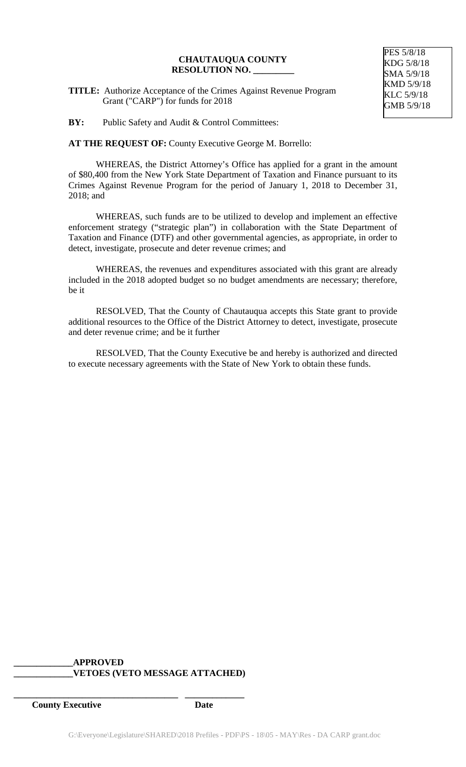**CHAUTAUQUA COUNTY**
**RESOLUTION NO. _________**

PES 5/8/18
KDG 5/8/18
SMA 5/9/18
KMD 5/9/18
KLC 5/9/18
GMB 5/9/18

**TITLE:** Authorize Acceptance of the Crimes Against Revenue Program Grant ("CARP") for funds for 2018

**BY:** Public Safety and Audit & Control Committees:

**AT THE REQUEST OF:** County Executive George M. Borrello:

WHEREAS, the District Attorney's Office has applied for a grant in the amount of $80,400 from the New York State Department of Taxation and Finance pursuant to its Crimes Against Revenue Program for the period of January 1, 2018 to December 31, 2018; and

WHEREAS, such funds are to be utilized to develop and implement an effective enforcement strategy ("strategic plan") in collaboration with the State Department of Taxation and Finance (DTF) and other governmental agencies, as appropriate, in order to detect, investigate, prosecute and deter revenue crimes; and

WHEREAS, the revenues and expenditures associated with this grant are already included in the 2018 adopted budget so no budget amendments are necessary; therefore, be it

RESOLVED, That the County of Chautauqua accepts this State grant to provide additional resources to the Office of the District Attorney to detect, investigate, prosecute and deter revenue crime; and be it further

RESOLVED, That the County Executive be and hereby is authorized and directed to execute necessary agreements with the State of New York to obtain these funds.

_____________**APPROVED**
_____________**VETOES (VETO MESSAGE ATTACHED)**

_____________________________________ _____________
**County Executive** **Date**

G:\Everyone\Legislature\SHARED\2018 Prefiles - PDF\PS - 18\05 - MAY\Res - DA CARP grant.doc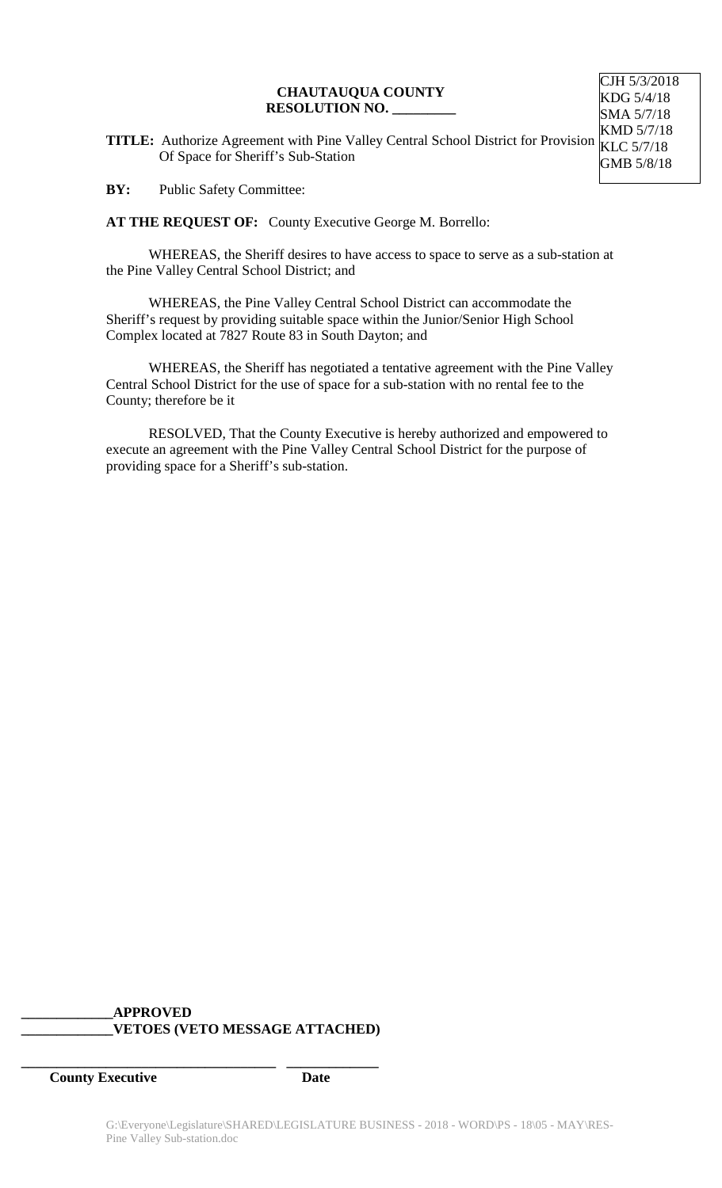CJH 5/3/2018
KDG 5/4/18
SMA 5/7/18
KMD 5/7/18
KLC 5/7/18
GMB 5/8/18

**CHAUTAUQUA COUNTY**
**RESOLUTION NO. _________**

**TITLE:** Authorize Agreement with Pine Valley Central School District for Provision Of Space for Sheriff's Sub-Station

**BY:** Public Safety Committee:

**AT THE REQUEST OF:** County Executive George M. Borrello:

WHEREAS, the Sheriff desires to have access to space to serve as a sub-station at the Pine Valley Central School District; and

WHEREAS, the Pine Valley Central School District can accommodate the Sheriff's request by providing suitable space within the Junior/Senior High School Complex located at 7827 Route 83 in South Dayton; and

WHEREAS, the Sheriff has negotiated a tentative agreement with the Pine Valley Central School District for the use of space for a sub-station with no rental fee to the County; therefore be it

RESOLVED, That the County Executive is hereby authorized and empowered to execute an agreement with the Pine Valley Central School District for the purpose of providing space for a Sheriff's sub-station.

**_____________APPROVED**
**_____________VETOES (VETO MESSAGE ATTACHED)**

**____________________________________ _____________**
**County Executive Date**

G:\Everyone\Legislature\SHARED\LEGISLATURE BUSINESS - 2018 - WORD\PS - 18\05 - MAY\RES-Pine Valley Sub-station.doc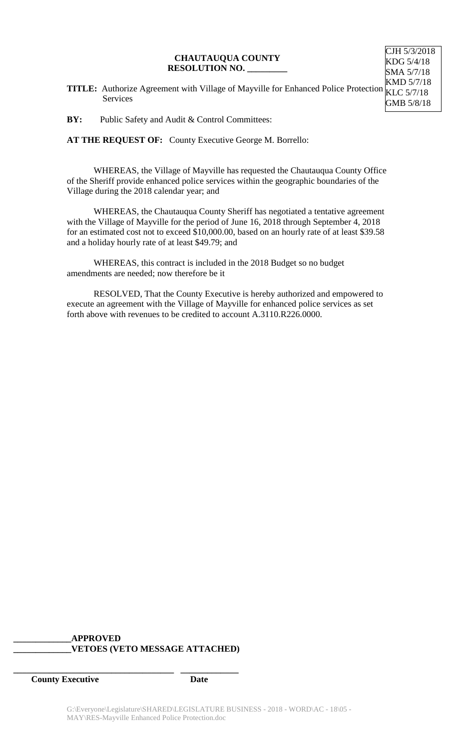CJH 5/3/2018
KDG 5/4/18
SMA 5/7/18
KMD 5/7/18
KLC 5/7/18
GMB 5/8/18

**CHAUTAUQUA COUNTY**
**RESOLUTION NO. _________**

**TITLE:** Authorize Agreement with Village of Mayville for Enhanced Police Protection Services

**BY:** Public Safety and Audit & Control Committees:

**AT THE REQUEST OF:** County Executive George M. Borrello:

WHEREAS, the Village of Mayville has requested the Chautauqua County Office of the Sheriff provide enhanced police services within the geographic boundaries of the Village during the 2018 calendar year; and

WHEREAS, the Chautauqua County Sheriff has negotiated a tentative agreement with the Village of Mayville for the period of June 16, 2018 through September 4, 2018 for an estimated cost not to exceed $10,000.00, based on an hourly rate of at least $39.58 and a holiday hourly rate of at least $49.79; and

WHEREAS, this contract is included in the 2018 Budget so no budget amendments are needed; now therefore be it

RESOLVED, That the County Executive is hereby authorized and empowered to execute an agreement with the Village of Mayville for enhanced police services as set forth above with revenues to be credited to account A.3110.R226.0000.

**_____________APPROVED**
**_____________VETOES (VETO MESSAGE ATTACHED)**

**_____________________________________ _____________**
**County Executive Date**

G:\Everyone\Legislature\SHARED\LEGISLATURE BUSINESS - 2018 - WORD\AC - 18\05 - MAY\RES-Mayville Enhanced Police Protection.doc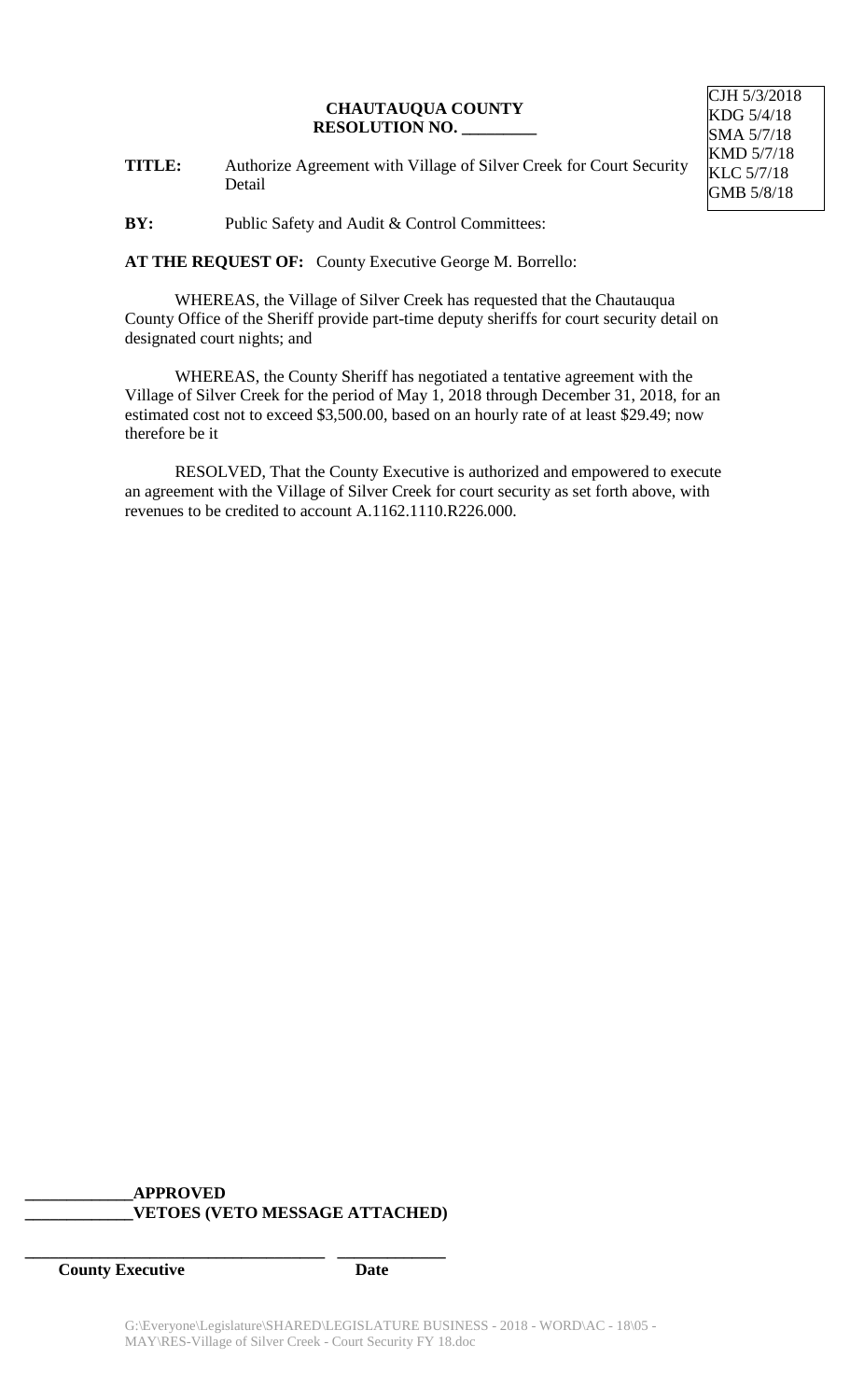CJH 5/3/2018
KDG 5/4/18
SMA 5/7/18
KMD 5/7/18
KLC 5/7/18
GMB 5/8/18

**CHAUTAUQUA COUNTY**
**RESOLUTION NO. _________**

**TITLE:** Authorize Agreement with Village of Silver Creek for Court Security Detail

**BY:** Public Safety and Audit & Control Committees:

**AT THE REQUEST OF:** County Executive George M. Borrello:

WHEREAS, the Village of Silver Creek has requested that the Chautauqua County Office of the Sheriff provide part-time deputy sheriffs for court security detail on designated court nights; and

WHEREAS, the County Sheriff has negotiated a tentative agreement with the Village of Silver Creek for the period of May 1, 2018 through December 31, 2018, for an estimated cost not to exceed $3,500.00, based on an hourly rate of at least $29.49; now therefore be it

RESOLVED, That the County Executive is authorized and empowered to execute an agreement with the Village of Silver Creek for court security as set forth above, with revenues to be credited to account A.1162.1110.R226.000.

**_____________APPROVED**
**_____________VETOES (VETO MESSAGE ATTACHED)**

**_____________________________________ _____________**
**County Executive Date**

G:\Everyone\Legislature\SHARED\LEGISLATURE BUSINESS - 2018 - WORD\AC - 18\05 - MAY\RES-Village of Silver Creek - Court Security FY 18.doc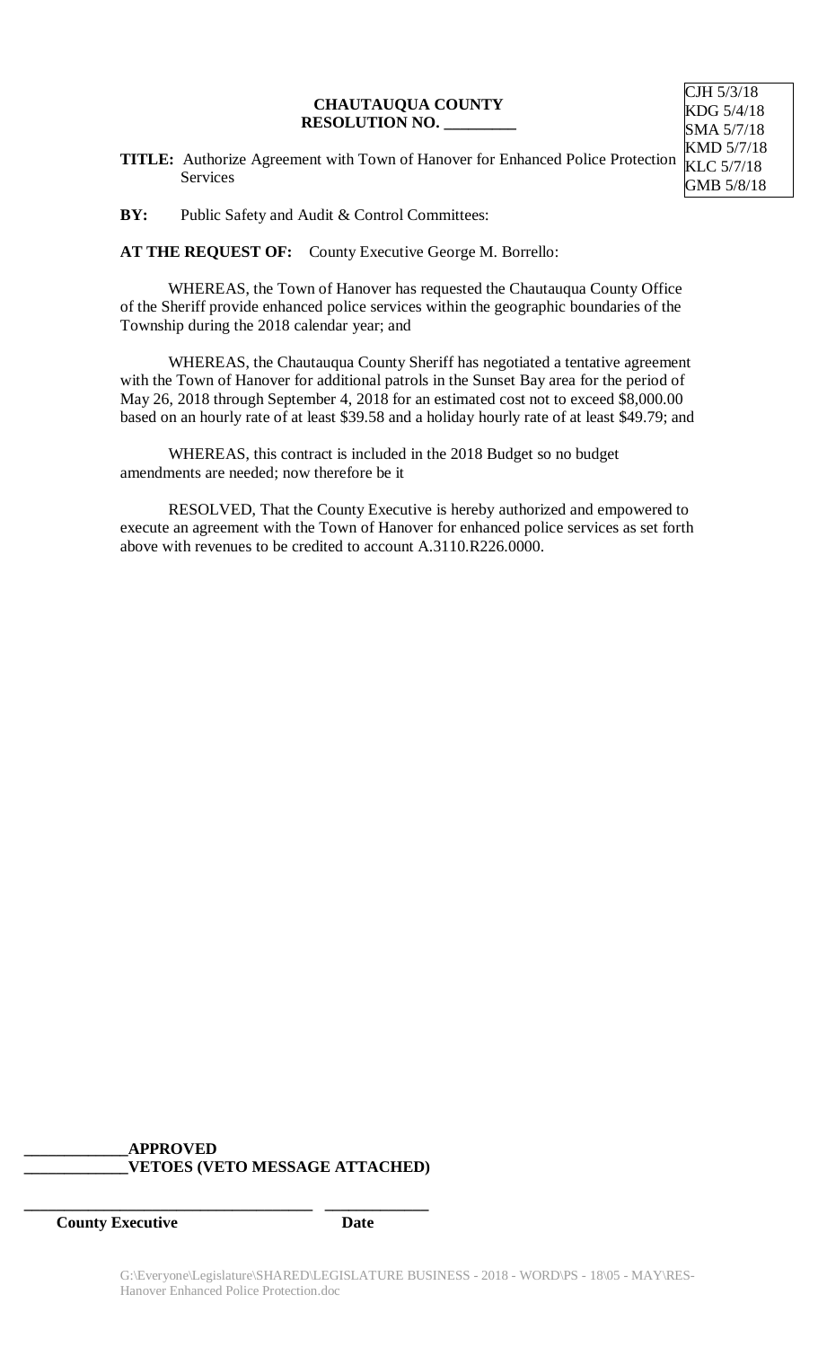CJH 5/3/18
KDG 5/4/18
SMA 5/7/18
KMD 5/7/18
KLC 5/7/18
GMB 5/8/18

**CHAUTAUQUA COUNTY**
**RESOLUTION NO. _________**

**TITLE:** Authorize Agreement with Town of Hanover for Enhanced Police Protection Services

**BY:** Public Safety and Audit & Control Committees:

**AT THE REQUEST OF:** County Executive George M. Borrello:

WHEREAS, the Town of Hanover has requested the Chautauqua County Office of the Sheriff provide enhanced police services within the geographic boundaries of the Township during the 2018 calendar year; and

WHEREAS, the Chautauqua County Sheriff has negotiated a tentative agreement with the Town of Hanover for additional patrols in the Sunset Bay area for the period of May 26, 2018 through September 4, 2018 for an estimated cost not to exceed $8,000.00 based on an hourly rate of at least $39.58 and a holiday hourly rate of at least $49.79; and

WHEREAS, this contract is included in the 2018 Budget so no budget amendments are needed; now therefore be it

RESOLVED, That the County Executive is hereby authorized and empowered to execute an agreement with the Town of Hanover for enhanced police services as set forth above with revenues to be credited to account A.3110.R226.0000.

**_____________APPROVED**
**_____________VETOES (VETO MESSAGE ATTACHED)**

_____________________________________ _____________
**County Executive** **Date**

G:\Everyone\Legislature\SHARED\LEGISLATURE BUSINESS - 2018 - WORD\PS - 18\05 - MAY\RES-Hanover Enhanced Police Protection.doc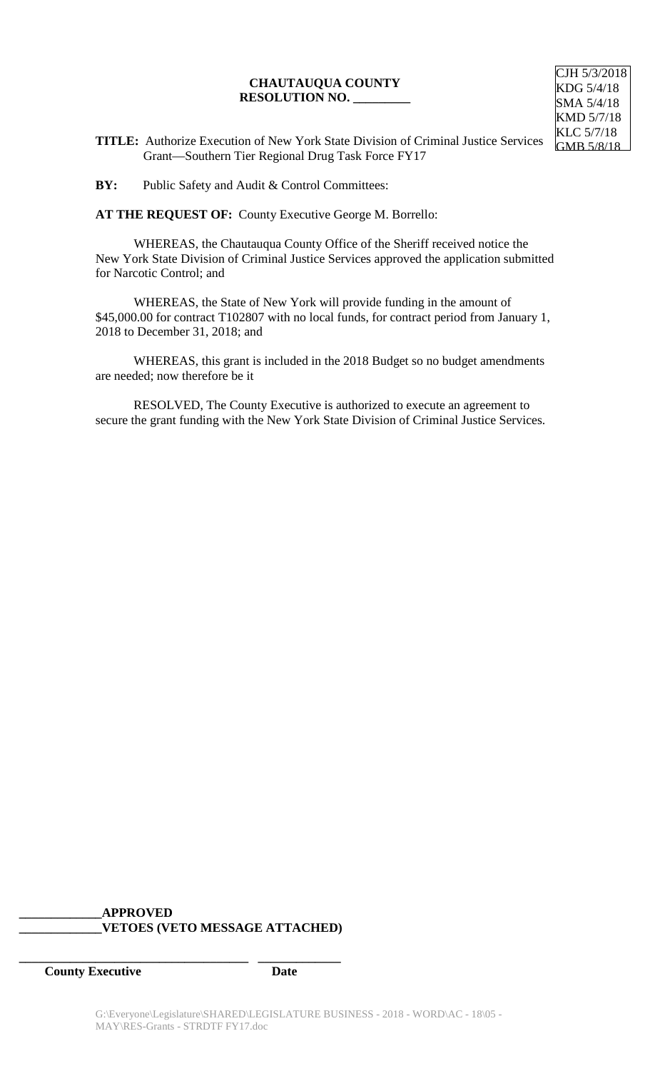CJH 5/3/2018
KDG 5/4/18
SMA 5/4/18
KMD 5/7/18
KLC 5/7/18
GMB 5/8/18

**CHAUTAUQUA COUNTY**
**RESOLUTION NO. _________**

**TITLE:** Authorize Execution of New York State Division of Criminal Justice Services Grant—Southern Tier Regional Drug Task Force FY17

**BY:** Public Safety and Audit & Control Committees:

**AT THE REQUEST OF:** County Executive George M. Borrello:

WHEREAS, the Chautauqua County Office of the Sheriff received notice the New York State Division of Criminal Justice Services approved the application submitted for Narcotic Control; and

WHEREAS, the State of New York will provide funding in the amount of $45,000.00 for contract T102807 with no local funds, for contract period from January 1, 2018 to December 31, 2018; and

WHEREAS, this grant is included in the 2018 Budget so no budget amendments are needed; now therefore be it

RESOLVED, The County Executive is authorized to execute an agreement to secure the grant funding with the New York State Division of Criminal Justice Services.

**_____________APPROVED**
**_____________VETOES (VETO MESSAGE ATTACHED)**

**_____________________________________ _____________**
**County Executive Date**

G:\Everyone\Legislature\SHARED\LEGISLATURE BUSINESS - 2018 - WORD\AC - 18\05 - MAY\RES-Grants - STRDTF FY17.doc